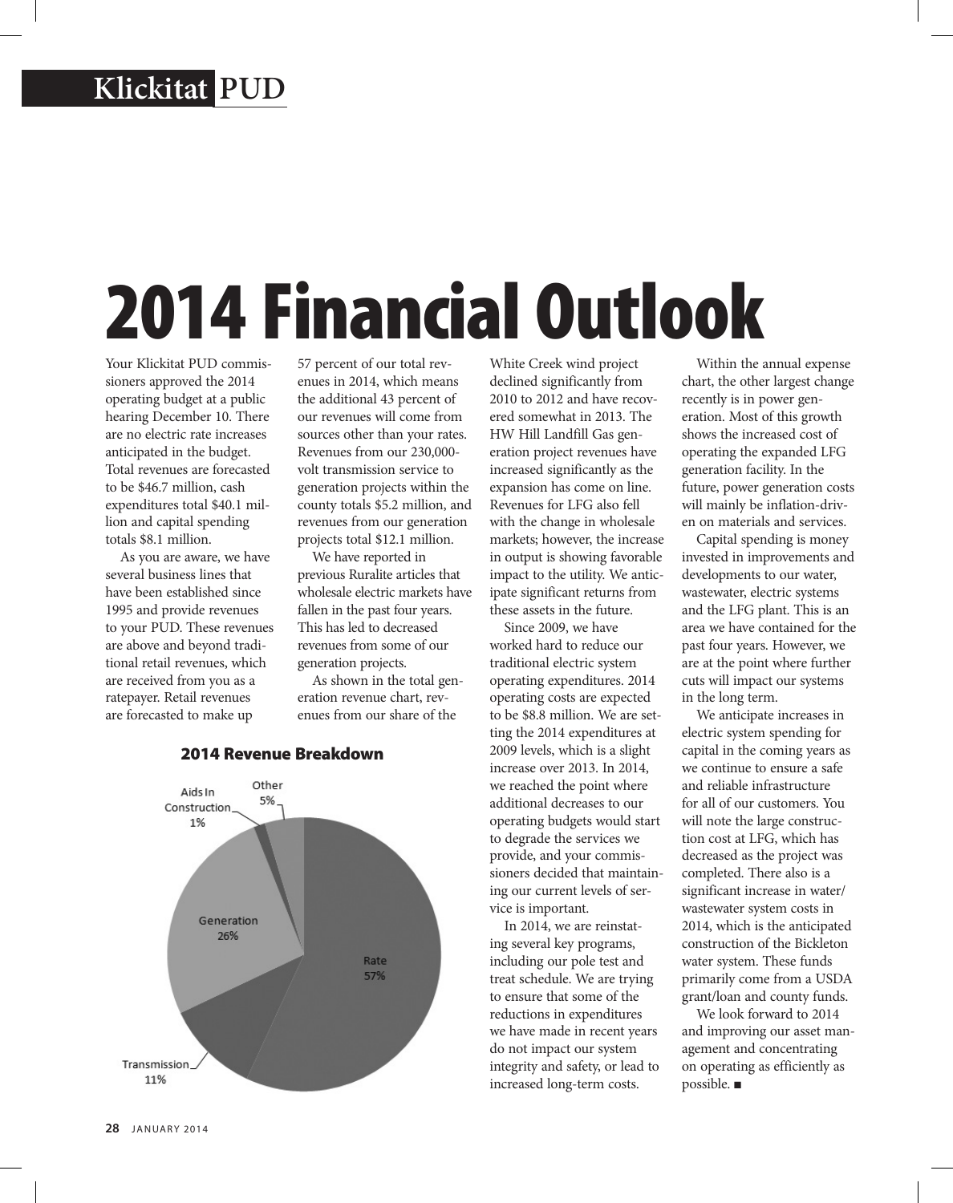# 2014 Financial Outlook

Your Klickitat PUD commissioners approved the 2014 operating budget at a public hearing December 10. There are no electric rate increases anticipated in the budget. Total revenues are forecasted to be $46.7 million, cash expenditures total $40.1 million and capital spending totals $8.1 million.

As you are aware, we have several business lines that have been established since 1995 and provide revenues to your PUD. These revenues are above and beyond traditional retail revenues, which are received from you as a ratepayer. Retail revenues are forecasted to make up 57 percent of our total revenues in 2014, which means the additional 43 percent of our revenues will come from sources other than your rates. Revenues from our 230,000-volt transmission service to generation projects within the county totals $5.2 million, and revenues from our generation projects total $12.1 million.

We have reported in previous Ruralite articles that wholesale electric markets have fallen in the past four years. This has led to decreased revenues from some of our generation projects.

As shown in the total generation revenue chart, revenues from our share of the White Creek wind project declined significantly from 2010 to 2012 and have recovered somewhat in 2013. The HW Hill Landfill Gas generation project revenues have increased significantly as the expansion has come on line. Revenues for LFG also fell with the change in wholesale markets; however, the increase in output is showing favorable impact to the utility. We anticipate significant returns from these assets in the future.

Since 2009, we have worked hard to reduce our traditional electric system operating expenditures. 2014 operating costs are expected to be $8.8 million. We are setting the 2014 expenditures at 2009 levels, which is a slight increase over 2013. In 2014, we reached the point where additional decreases to our operating budgets would start to degrade the services we provide, and your commissioners decided that maintaining our current levels of service is important.

In 2014, we are reinstating several key programs, including our pole test and treat schedule. We are trying to ensure that some of the reductions in expenditures we have made in recent years do not impact our system integrity and safety, or lead to increased long-term costs.

Within the annual expense chart, the other largest change recently is in power generation. Most of this growth shows the increased cost of operating the expanded LFG generation facility. In the future, power generation costs will mainly be inflation-driven on materials and services.

Capital spending is money invested in improvements and developments to our water, wastewater, electric systems and the LFG plant. This is an area we have contained for the past four years. However, we are at the point where further cuts will impact our systems in the long term.

We anticipate increases in electric system spending for capital in the coming years as we continue to ensure a safe and reliable infrastructure for all of our customers. You will note the large construction cost at LFG, which has decreased as the project was completed. There also is a significant increase in water/wastewater system costs in 2014, which is the anticipated construction of the Bickleton water system. These funds primarily come from a USDA grant/loan and county funds.

We look forward to 2014 and improving our asset management and concentrating on operating as efficiently as possible. ■

**2014 Revenue Breakdown**

| Source | Share |
|---|---|
| Rate | 57% |
| Generation | 26% |
| Transmission | 11% |
| Other | 5% |
| Aids In Construction | 1% |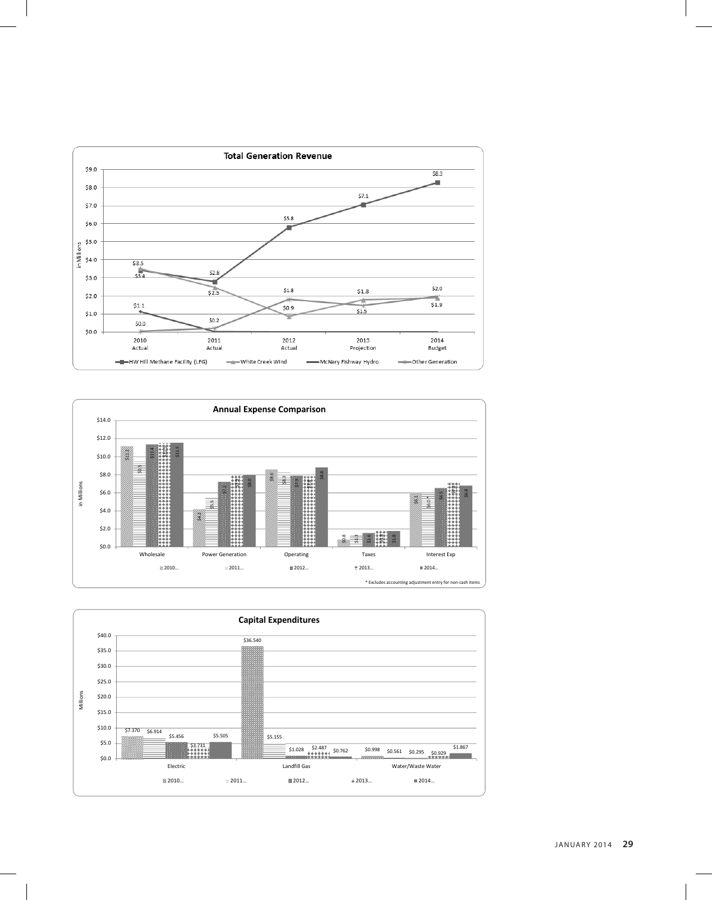## Total Generation Revenue

in Millions

$9.0
$8.0
$7.0
$6.0
$5.0
$4.0
$3.0
$2.0
$1.0
$0.0

$3.5
$3.4
$1.1
$0.0
$2.8
$2.5
$0.2
$5.8
$1.8
$0.9
$7.1
$1.8
$1.5
$8.3
$2.0
$1.9

2010 Actual
2011 Actual
2012 Actual
2013 Projection
2014 Budget

HW Hill Methane Facility (LFG)
White Creek Wind
McNary Fishway Hydro
Other Generation

## Annual Expense Comparison

in Millions

$14.0
$12.0
$10.0
$8.0
$6.0
$4.0
$2.0
$0.0

$11.2
$9.5
$11.4
$11.5
$4.2
$5.5
$7.2
$8.0
$8.6
$8.3
$7.9
$8.8
$0.8
$1.3
$1.6
$1.8
$6.1
$6.0
$6.5
$6.8

Wholesale
Power Generation
Operating
Taxes
Interest Exp

2010...
2011...
2012...
2013...
2014...

* Excludes accounting adjustment entry for non-cash items

## Capital Expenditures

Millions

$40.0
$35.0
$30.0
$25.0
$20.0
$15.0
$10.0
$5.0
$0.0

$7.370
$6.914
$5.456
$3.731
$5.505
$36.540
$5.155
$1.028
$2.487
$0.762
$0.998
$0.561
$0.295
$0.929
$1.867

Electric
Landfill Gas
Water/Waste Water

2010...
2011...
2012...
2013...
2014...